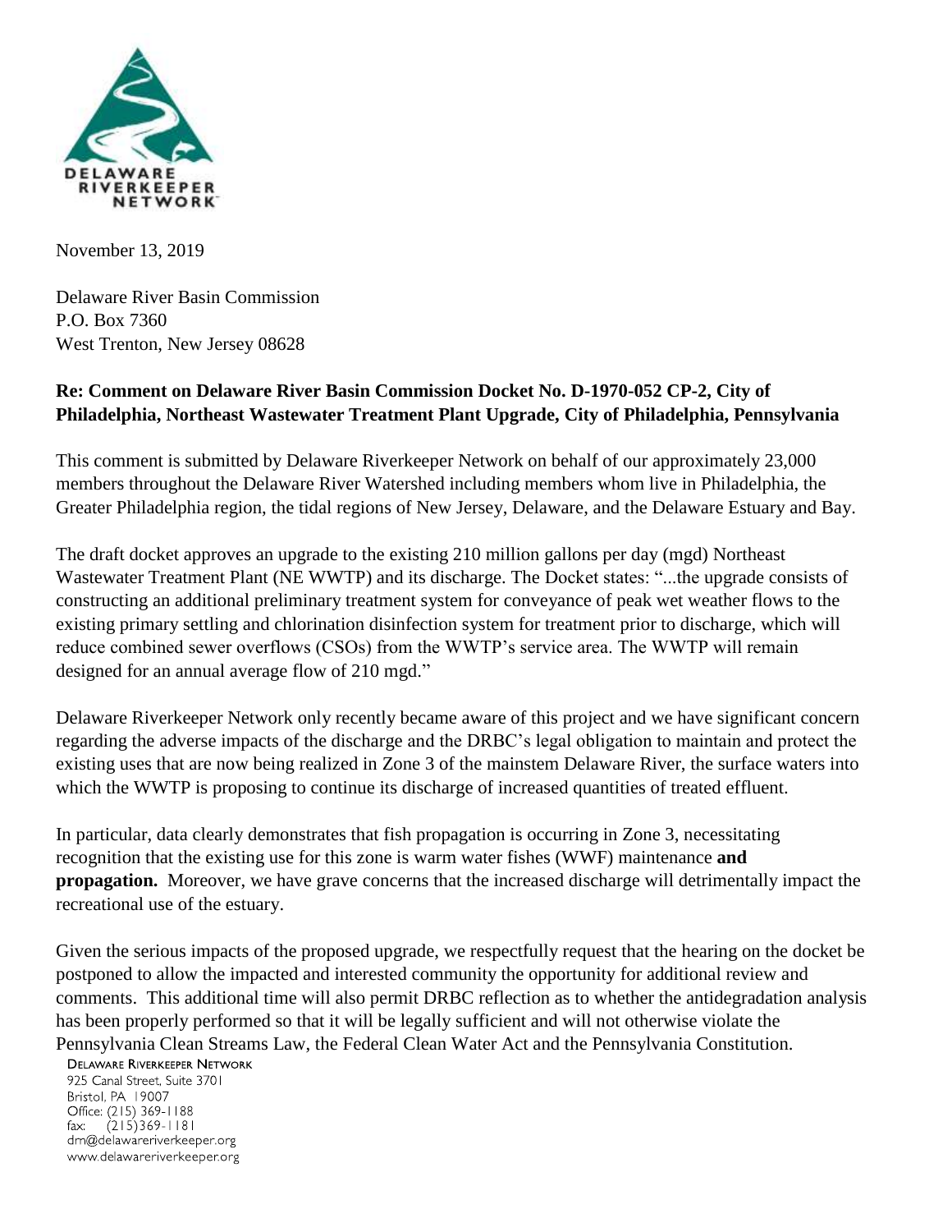November 13, 2019

Delaware River Basin Commission
P.O. Box 7360
West Trenton, New Jersey 08628

**Re: Comment on Delaware River Basin Commission Docket No. D-1970-052 CP-2, City of Philadelphia, Northeast Wastewater Treatment Plant Upgrade, City of Philadelphia, Pennsylvania**

This comment is submitted by Delaware Riverkeeper Network on behalf of our approximately 23,000 members throughout the Delaware River Watershed including members whom live in Philadelphia, the Greater Philadelphia region, the tidal regions of New Jersey, Delaware, and the Delaware Estuary and Bay.

The draft docket approves an upgrade to the existing 210 million gallons per day (mgd) Northeast Wastewater Treatment Plant (NE WWTP) and its discharge. The Docket states: "...the upgrade consists of constructing an additional preliminary treatment system for conveyance of peak wet weather flows to the existing primary settling and chlorination disinfection system for treatment prior to discharge, which will reduce combined sewer overflows (CSOs) from the WWTP's service area. The WWTP will remain designed for an annual average flow of 210 mgd."

Delaware Riverkeeper Network only recently became aware of this project and we have significant concern regarding the adverse impacts of the discharge and the DRBC's legal obligation to maintain and protect the existing uses that are now being realized in Zone 3 of the mainstem Delaware River, the surface waters into which the WWTP is proposing to continue its discharge of increased quantities of treated effluent.

In particular, data clearly demonstrates that fish propagation is occurring in Zone 3, necessitating recognition that the existing use for this zone is warm water fishes (WWF) maintenance **and propagation.** Moreover, we have grave concerns that the increased discharge will detrimentally impact the recreational use of the estuary.

Given the serious impacts of the proposed upgrade, we respectfully request that the hearing on the docket be postponed to allow the impacted and interested community the opportunity for additional review and comments. This additional time will also permit DRBC reflection as to whether the antidegradation analysis has been properly performed so that it will be legally sufficient and will not otherwise violate the Pennsylvania Clean Streams Law, the Federal Clean Water Act and the Pennsylvania Constitution.

DELAWARE RIVERKEEPER NETWORK
925 Canal Street, Suite 3701
Bristol, PA 19007
Office: (215) 369-1188
fax: (215)369-1181
drn@delawareriverkeeper.org
www.delawareriverkeeper.org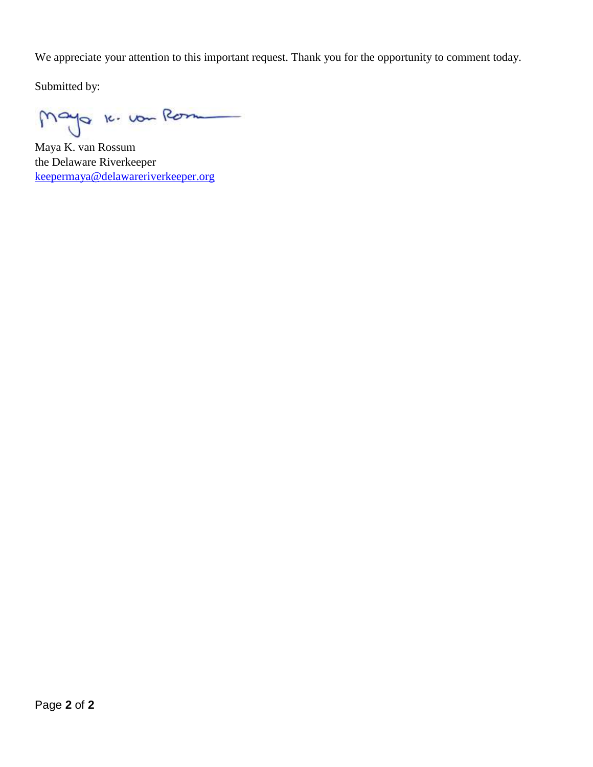We appreciate your attention to this important request. Thank you for the opportunity to comment today.

Submitted by:

Maya K. van Rossum
the Delaware Riverkeeper
keepermaya@delawareriverkeeper.org